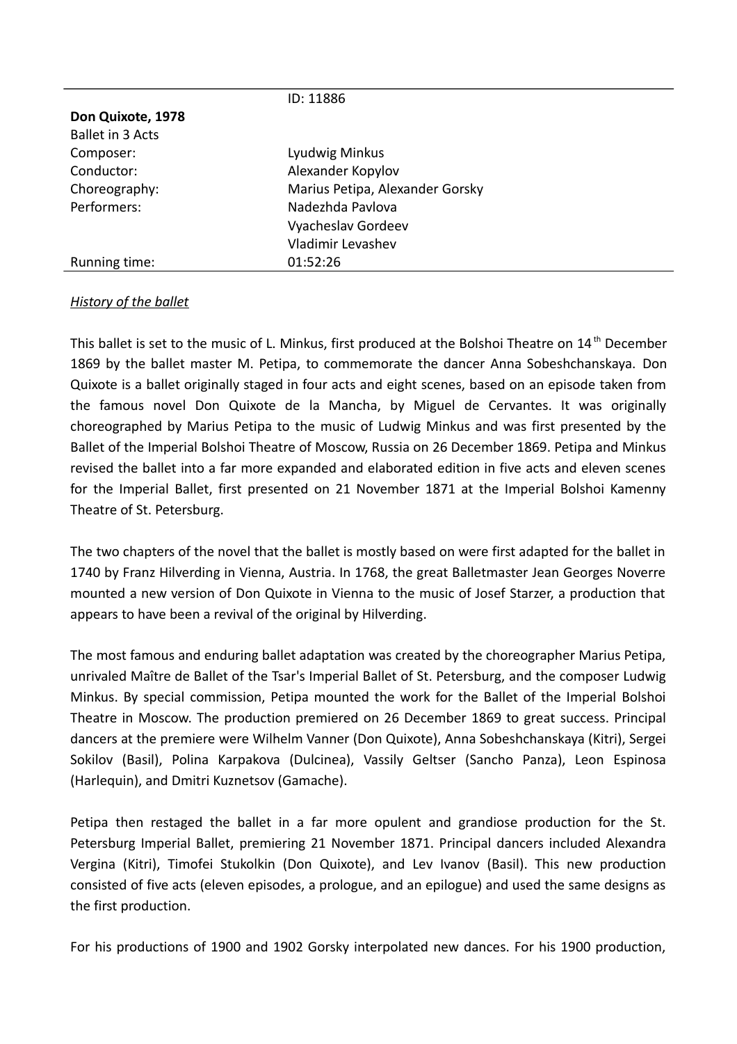ID: 11886

| **Don Quixote, 1978** | |
|---|---|
| Ballet in 3 Acts | |
| Composer: | Lyudwig Minkus |
| Conductor: | Alexander Kopylov |
| Choreography: | Marius Petipa, Alexander Gorsky |
| Performers: | Nadezhda Pavlova |
| | Vyacheslav Gordeev |
| | Vladimir Levashev |
| Running time: | 01:52:26 |

*History of the ballet*

This ballet is set to the music of L. Minkus, first produced at the Bolshoi Theatre on 14th December 1869 by the ballet master M. Petipa, to commemorate the dancer Anna Sobeshchanskaya. Don Quixote is a ballet originally staged in four acts and eight scenes, based on an episode taken from the famous novel Don Quixote de la Mancha, by Miguel de Cervantes. It was originally choreographed by Marius Petipa to the music of Ludwig Minkus and was first presented by the Ballet of the Imperial Bolshoi Theatre of Moscow, Russia on 26 December 1869. Petipa and Minkus revised the ballet into a far more expanded and elaborated edition in five acts and eleven scenes for the Imperial Ballet, first presented on 21 November 1871 at the Imperial Bolshoi Kamenny Theatre of St. Petersburg.

The two chapters of the novel that the ballet is mostly based on were first adapted for the ballet in 1740 by Franz Hilverding in Vienna, Austria. In 1768, the great Balletmaster Jean Georges Noverre mounted a new version of Don Quixote in Vienna to the music of Josef Starzer, a production that appears to have been a revival of the original by Hilverding.

The most famous and enduring ballet adaptation was created by the choreographer Marius Petipa, unrivaled Maître de Ballet of the Tsar's Imperial Ballet of St. Petersburg, and the composer Ludwig Minkus. By special commission, Petipa mounted the work for the Ballet of the Imperial Bolshoi Theatre in Moscow. The production premiered on 26 December 1869 to great success. Principal dancers at the premiere were Wilhelm Vanner (Don Quixote), Anna Sobeshchanskaya (Kitri), Sergei Sokilov (Basil), Polina Karpakova (Dulcinea), Vassily Geltser (Sancho Panza), Leon Espinosa (Harlequin), and Dmitri Kuznetsov (Gamache).

Petipa then restaged the ballet in a far more opulent and grandiose production for the St. Petersburg Imperial Ballet, premiering 21 November 1871. Principal dancers included Alexandra Vergina (Kitri), Timofei Stukolkin (Don Quixote), and Lev Ivanov (Basil). This new production consisted of five acts (eleven episodes, a prologue, and an epilogue) and used the same designs as the first production.

For his productions of 1900 and 1902 Gorsky interpolated new dances. For his 1900 production,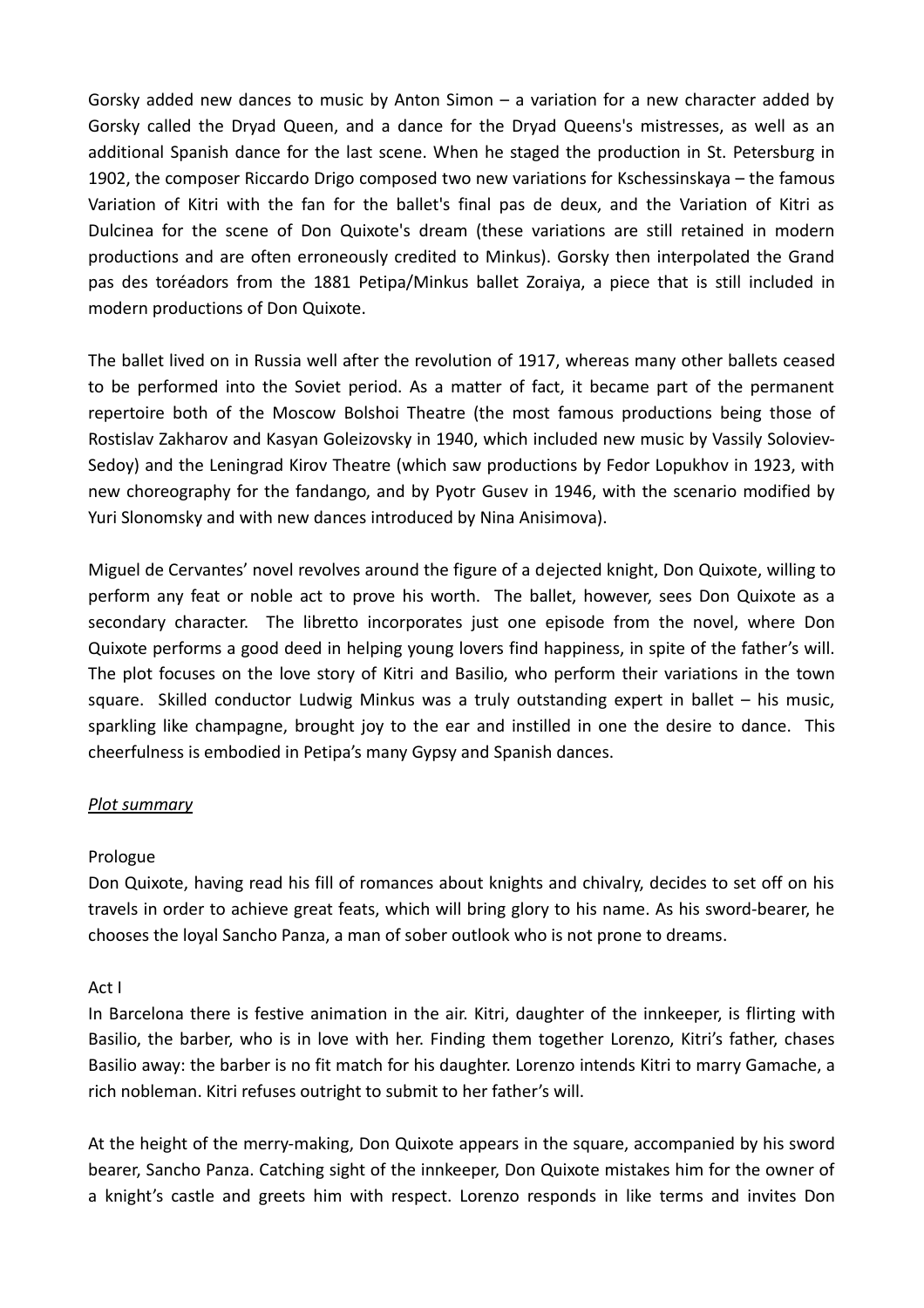Gorsky added new dances to music by Anton Simon – a variation for a new character added by Gorsky called the Dryad Queen, and a dance for the Dryad Queens's mistresses, as well as an additional Spanish dance for the last scene. When he staged the production in St. Petersburg in 1902, the composer Riccardo Drigo composed two new variations for Kschessinskaya – the famous Variation of Kitri with the fan for the ballet's final pas de deux, and the Variation of Kitri as Dulcinea for the scene of Don Quixote's dream (these variations are still retained in modern productions and are often erroneously credited to Minkus). Gorsky then interpolated the Grand pas des toréadors from the 1881 Petipa/Minkus ballet Zoraiya, a piece that is still included in modern productions of Don Quixote.

The ballet lived on in Russia well after the revolution of 1917, whereas many other ballets ceased to be performed into the Soviet period. As a matter of fact, it became part of the permanent repertoire both of the Moscow Bolshoi Theatre (the most famous productions being those of Rostislav Zakharov and Kasyan Goleizovsky in 1940, which included new music by Vassily Soloviev-Sedoy) and the Leningrad Kirov Theatre (which saw productions by Fedor Lopukhov in 1923, with new choreography for the fandango, and by Pyotr Gusev in 1946, with the scenario modified by Yuri Slonomsky and with new dances introduced by Nina Anisimova).

Miguel de Cervantes' novel revolves around the figure of a dejected knight, Don Quixote, willing to perform any feat or noble act to prove his worth. The ballet, however, sees Don Quixote as a secondary character. The libretto incorporates just one episode from the novel, where Don Quixote performs a good deed in helping young lovers find happiness, in spite of the father's will. The plot focuses on the love story of Kitri and Basilio, who perform their variations in the town square. Skilled conductor Ludwig Minkus was a truly outstanding expert in ballet – his music, sparkling like champagne, brought joy to the ear and instilled in one the desire to dance. This cheerfulness is embodied in Petipa's many Gypsy and Spanish dances.

*<u>Plot summary</u>*

Prologue

Don Quixote, having read his fill of romances about knights and chivalry, decides to set off on his travels in order to achieve great feats, which will bring glory to his name. As his sword-bearer, he chooses the loyal Sancho Panza, a man of sober outlook who is not prone to dreams.

Act I

In Barcelona there is festive animation in the air. Kitri, daughter of the innkeeper, is flirting with Basilio, the barber, who is in love with her. Finding them together Lorenzo, Kitri's father, chases Basilio away: the barber is no fit match for his daughter. Lorenzo intends Kitri to marry Gamache, a rich nobleman. Kitri refuses outright to submit to her father's will.

At the height of the merry-making, Don Quixote appears in the square, accompanied by his sword bearer, Sancho Panza. Catching sight of the innkeeper, Don Quixote mistakes him for the owner of a knight's castle and greets him with respect. Lorenzo responds in like terms and invites Don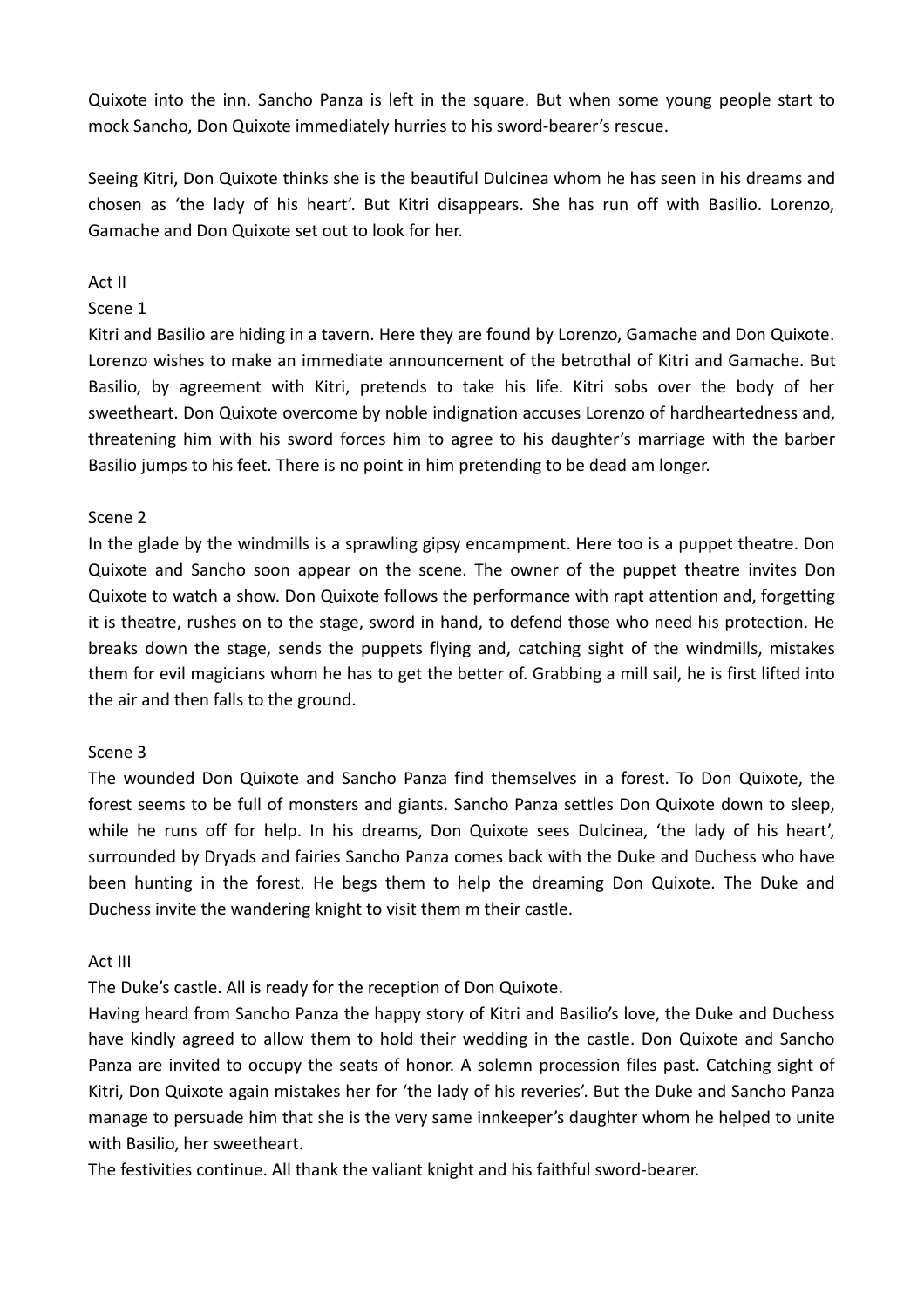Quixote into the inn. Sancho Panza is left in the square. But when some young people start to mock Sancho, Don Quixote immediately hurries to his sword-bearer's rescue.

Seeing Kitri, Don Quixote thinks she is the beautiful Dulcinea whom he has seen in his dreams and chosen as 'the lady of his heart'. But Kitri disappears. She has run off with Basilio. Lorenzo, Gamache and Don Quixote set out to look for her.

## Act II

### Scene 1

Kitri and Basilio are hiding in a tavern. Here they are found by Lorenzo, Gamache and Don Quixote. Lorenzo wishes to make an immediate announcement of the betrothal of Kitri and Gamache. But Basilio, by agreement with Kitri, pretends to take his life. Kitri sobs over the body of her sweetheart. Don Quixote overcome by noble indignation accuses Lorenzo of hardheartedness and, threatening him with his sword forces him to agree to his daughter's marriage with the barber Basilio jumps to his feet. There is no point in him pretending to be dead am longer.

### Scene 2

In the glade by the windmills is a sprawling gipsy encampment. Here too is a puppet theatre. Don Quixote and Sancho soon appear on the scene. The owner of the puppet theatre invites Don Quixote to watch a show. Don Quixote follows the performance with rapt attention and, forgetting it is theatre, rushes on to the stage, sword in hand, to defend those who need his protection. He breaks down the stage, sends the puppets flying and, catching sight of the windmills, mistakes them for evil magicians whom he has to get the better of. Grabbing a mill sail, he is first lifted into the air and then falls to the ground.

### Scene 3

The wounded Don Quixote and Sancho Panza find themselves in a forest. To Don Quixote, the forest seems to be full of monsters and giants. Sancho Panza settles Don Quixote down to sleep, while he runs off for help. In his dreams, Don Quixote sees Dulcinea, 'the lady of his heart', surrounded by Dryads and fairies Sancho Panza comes back with the Duke and Duchess who have been hunting in the forest. He begs them to help the dreaming Don Quixote. The Duke and Duchess invite the wandering knight to visit them m their castle.

## Act III

The Duke's castle. All is ready for the reception of Don Quixote.

Having heard from Sancho Panza the happy story of Kitri and Basilio's love, the Duke and Duchess have kindly agreed to allow them to hold their wedding in the castle. Don Quixote and Sancho Panza are invited to occupy the seats of honor. A solemn procession files past. Catching sight of Kitri, Don Quixote again mistakes her for 'the lady of his reveries'. But the Duke and Sancho Panza manage to persuade him that she is the very same innkeeper's daughter whom he helped to unite with Basilio, her sweetheart.

The festivities continue. All thank the valiant knight and his faithful sword-bearer.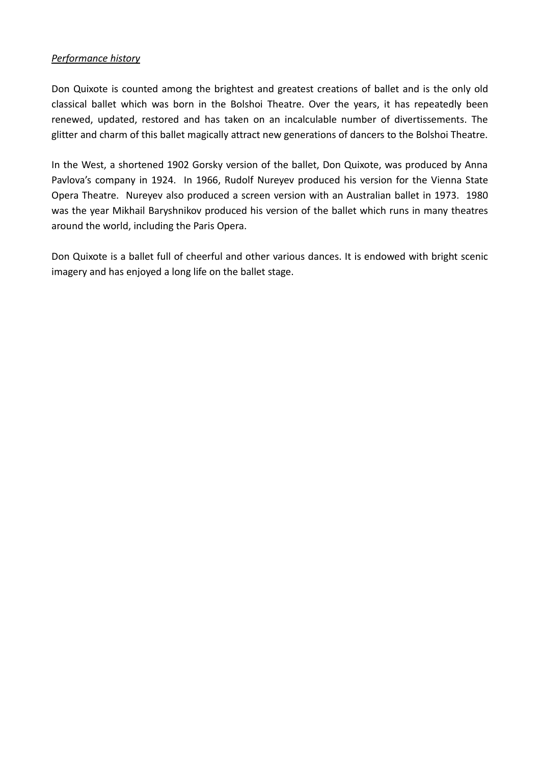*Performance history*

Don Quixote is counted among the brightest and greatest creations of ballet and is the only old classical ballet which was born in the Bolshoi Theatre. Over the years, it has repeatedly been renewed, updated, restored and has taken on an incalculable number of divertissements. The glitter and charm of this ballet magically attract new generations of dancers to the Bolshoi Theatre.

In the West, a shortened 1902 Gorsky version of the ballet, Don Quixote, was produced by Anna Pavlova's company in 1924. In 1966, Rudolf Nureyev produced his version for the Vienna State Opera Theatre. Nureyev also produced a screen version with an Australian ballet in 1973. 1980 was the year Mikhail Baryshnikov produced his version of the ballet which runs in many theatres around the world, including the Paris Opera.

Don Quixote is a ballet full of cheerful and other various dances. It is endowed with bright scenic imagery and has enjoyed a long life on the ballet stage.